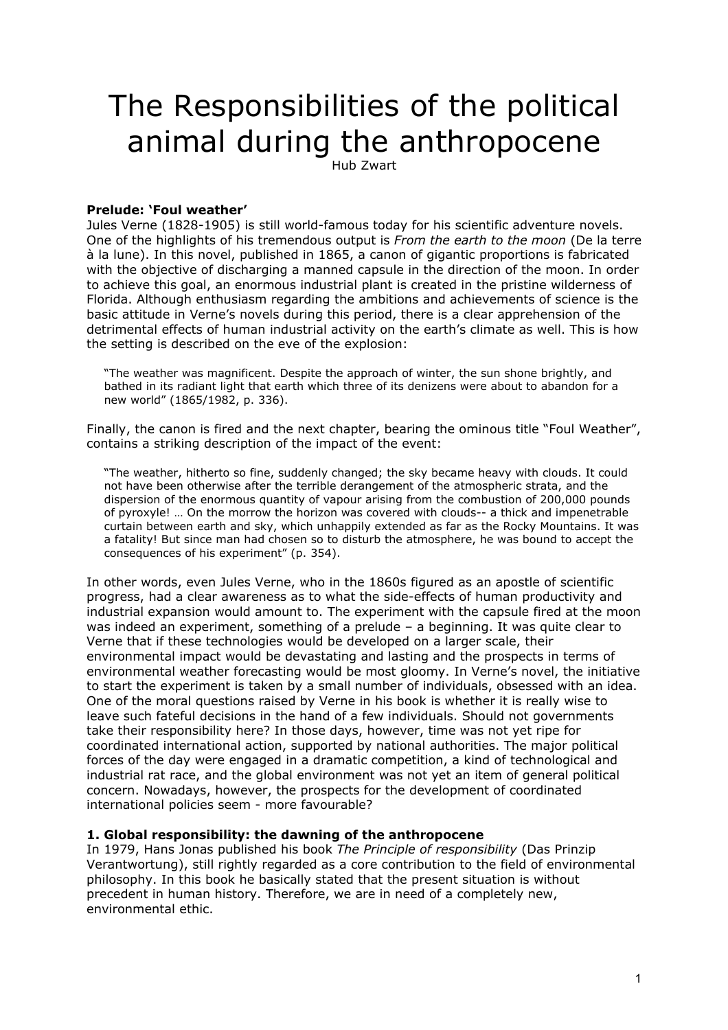# The Responsibilities of the political animal during the anthropocene

Hub Zwart

**Prelude: 'Foul weather'**

Jules Verne (1828-1905) is still world-famous today for his scientific adventure novels. One of the highlights of his tremendous output is *From the earth to the moon* (De la terre à la lune). In this novel, published in 1865, a canon of gigantic proportions is fabricated with the objective of discharging a manned capsule in the direction of the moon. In order to achieve this goal, an enormous industrial plant is created in the pristine wilderness of Florida. Although enthusiasm regarding the ambitions and achievements of science is the basic attitude in Verne's novels during this period, there is a clear apprehension of the detrimental effects of human industrial activity on the earth's climate as well. This is how the setting is described on the eve of the explosion:

> "The weather was magnificent. Despite the approach of winter, the sun shone brightly, and bathed in its radiant light that earth which three of its denizens were about to abandon for a new world" (1865/1982, p. 336).

Finally, the canon is fired and the next chapter, bearing the ominous title "Foul Weather", contains a striking description of the impact of the event:

> "The weather, hitherto so fine, suddenly changed; the sky became heavy with clouds. It could not have been otherwise after the terrible derangement of the atmospheric strata, and the dispersion of the enormous quantity of vapour arising from the combustion of 200,000 pounds of pyroxyle! … On the morrow the horizon was covered with clouds-- a thick and impenetrable curtain between earth and sky, which unhappily extended as far as the Rocky Mountains. It was a fatality! But since man had chosen so to disturb the atmosphere, he was bound to accept the consequences of his experiment" (p. 354).

In other words, even Jules Verne, who in the 1860s figured as an apostle of scientific progress, had a clear awareness as to what the side-effects of human productivity and industrial expansion would amount to. The experiment with the capsule fired at the moon was indeed an experiment, something of a prelude – a beginning. It was quite clear to Verne that if these technologies would be developed on a larger scale, their environmental impact would be devastating and lasting and the prospects in terms of environmental weather forecasting would be most gloomy. In Verne's novel, the initiative to start the experiment is taken by a small number of individuals, obsessed with an idea. One of the moral questions raised by Verne in his book is whether it is really wise to leave such fateful decisions in the hand of a few individuals. Should not governments take their responsibility here? In those days, however, time was not yet ripe for coordinated international action, supported by national authorities. The major political forces of the day were engaged in a dramatic competition, a kind of technological and industrial rat race, and the global environment was not yet an item of general political concern. Nowadays, however, the prospects for the development of coordinated international policies seem - more favourable?

**1. Global responsibility: the dawning of the anthropocene**

In 1979, Hans Jonas published his book *The Principle of responsibility* (Das Prinzip Verantwortung), still rightly regarded as a core contribution to the field of environmental philosophy. In this book he basically stated that the present situation is without precedent in human history. Therefore, we are in need of a completely new, environmental ethic.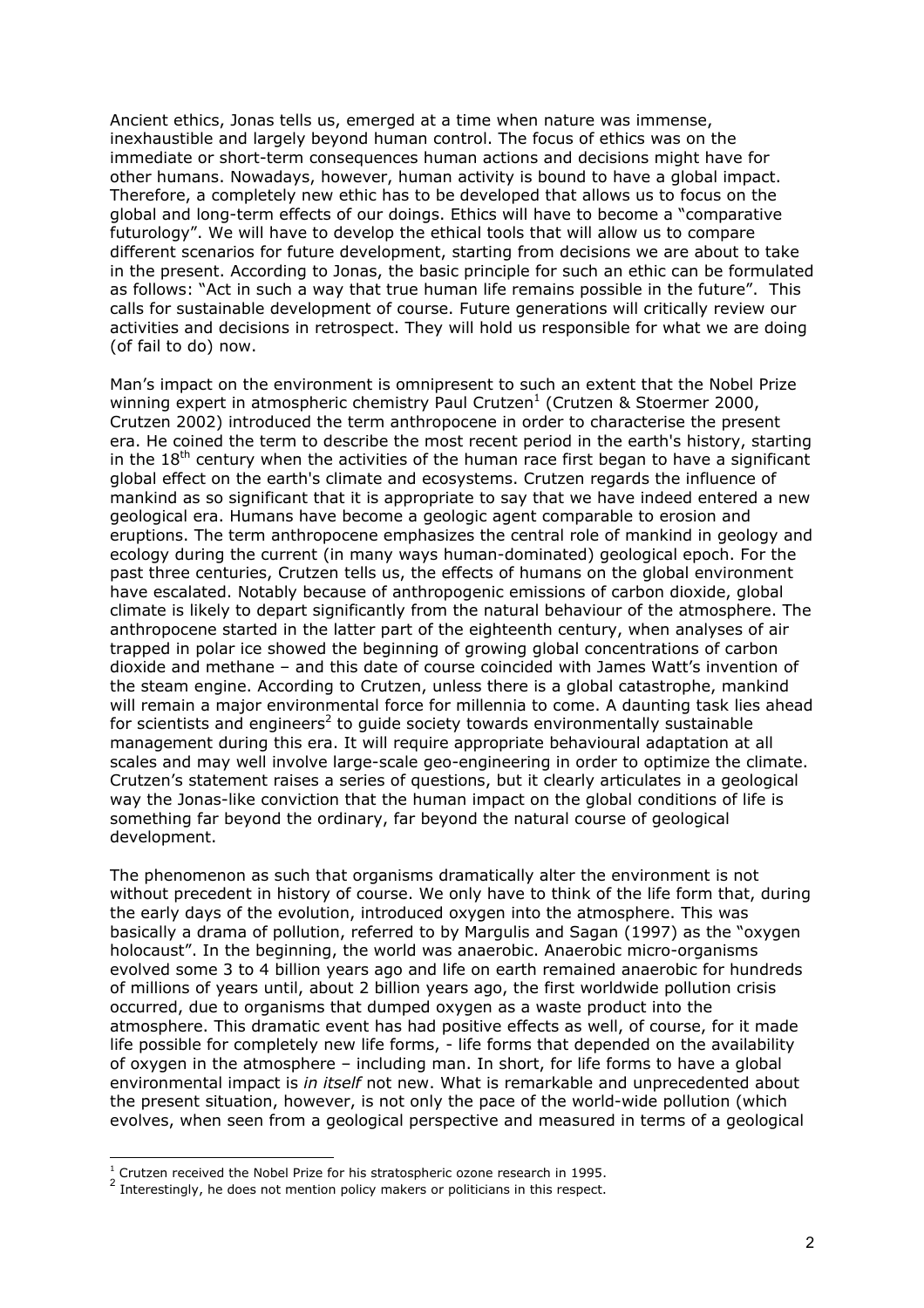Ancient ethics, Jonas tells us, emerged at a time when nature was immense, inexhaustible and largely beyond human control. The focus of ethics was on the immediate or short-term consequences human actions and decisions might have for other humans. Nowadays, however, human activity is bound to have a global impact. Therefore, a completely new ethic has to be developed that allows us to focus on the global and long-term effects of our doings. Ethics will have to become a "comparative futurology". We will have to develop the ethical tools that will allow us to compare different scenarios for future development, starting from decisions we are about to take in the present. According to Jonas, the basic principle for such an ethic can be formulated as follows: "Act in such a way that true human life remains possible in the future". This calls for sustainable development of course. Future generations will critically review our activities and decisions in retrospect. They will hold us responsible for what we are doing (of fail to do) now.

Man's impact on the environment is omnipresent to such an extent that the Nobel Prize winning expert in atmospheric chemistry Paul Crutzen[1] (Crutzen & Stoermer 2000, Crutzen 2002) introduced the term anthropocene in order to characterise the present era. He coined the term to describe the most recent period in the earth's history, starting in the 18th century when the activities of the human race first began to have a significant global effect on the earth's climate and ecosystems. Crutzen regards the influence of mankind as so significant that it is appropriate to say that we have indeed entered a new geological era. Humans have become a geologic agent comparable to erosion and eruptions. The term anthropocene emphasizes the central role of mankind in geology and ecology during the current (in many ways human-dominated) geological epoch. For the past three centuries, Crutzen tells us, the effects of humans on the global environment have escalated. Notably because of anthropogenic emissions of carbon dioxide, global climate is likely to depart significantly from the natural behaviour of the atmosphere. The anthropocene started in the latter part of the eighteenth century, when analyses of air trapped in polar ice showed the beginning of growing global concentrations of carbon dioxide and methane – and this date of course coincided with James Watt's invention of the steam engine. According to Crutzen, unless there is a global catastrophe, mankind will remain a major environmental force for millennia to come. A daunting task lies ahead for scientists and engineers[2] to guide society towards environmentally sustainable management during this era. It will require appropriate behavioural adaptation at all scales and may well involve large-scale geo-engineering in order to optimize the climate. Crutzen's statement raises a series of questions, but it clearly articulates in a geological way the Jonas-like conviction that the human impact on the global conditions of life is something far beyond the ordinary, far beyond the natural course of geological development.

The phenomenon as such that organisms dramatically alter the environment is not without precedent in history of course. We only have to think of the life form that, during the early days of the evolution, introduced oxygen into the atmosphere. This was basically a drama of pollution, referred to by Margulis and Sagan (1997) as the "oxygen holocaust". In the beginning, the world was anaerobic. Anaerobic micro-organisms evolved some 3 to 4 billion years ago and life on earth remained anaerobic for hundreds of millions of years until, about 2 billion years ago, the first worldwide pollution crisis occurred, due to organisms that dumped oxygen as a waste product into the atmosphere. This dramatic event has had positive effects as well, of course, for it made life possible for completely new life forms, - life forms that depended on the availability of oxygen in the atmosphere – including man. In short, for life forms to have a global environmental impact is *in itself* not new. What is remarkable and unprecedented about the present situation, however, is not only the pace of the world-wide pollution (which evolves, when seen from a geological perspective and measured in terms of a geological

---

[1] Crutzen received the Nobel Prize for his stratospheric ozone research in 1995.

[2] Interestingly, he does not mention policy makers or politicians in this respect.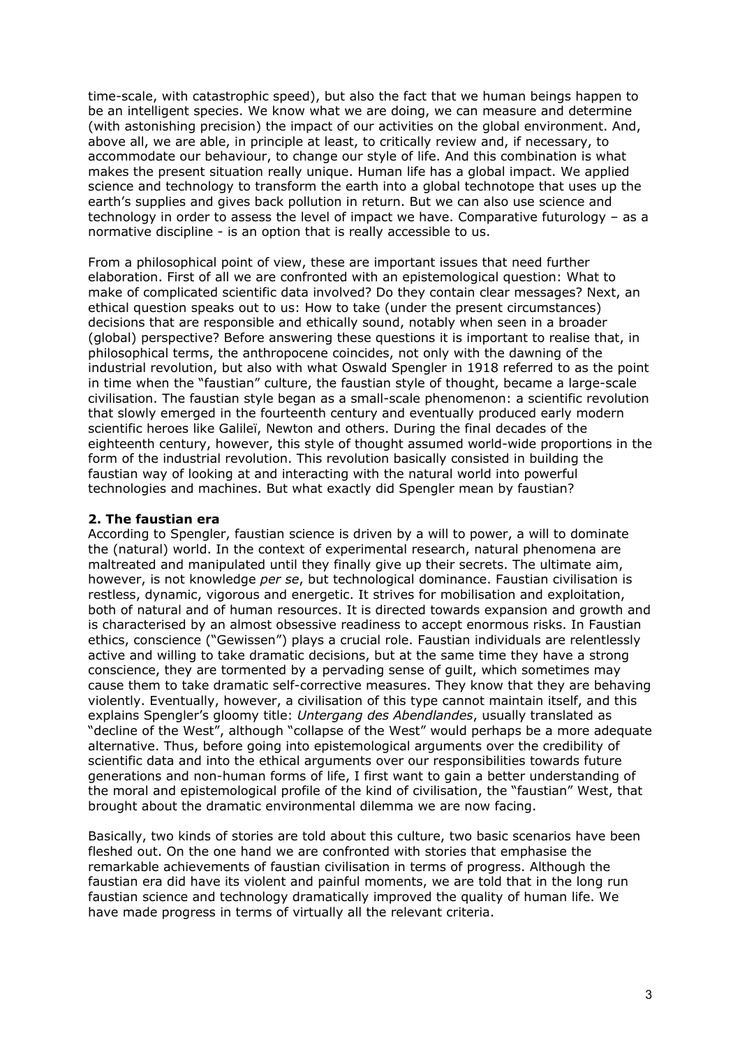time-scale, with catastrophic speed), but also the fact that we human beings happen to be an intelligent species. We know what we are doing, we can measure and determine (with astonishing precision) the impact of our activities on the global environment. And, above all, we are able, in principle at least, to critically review and, if necessary, to accommodate our behaviour, to change our style of life. And this combination is what makes the present situation really unique. Human life has a global impact. We applied science and technology to transform the earth into a global technotope that uses up the earth's supplies and gives back pollution in return. But we can also use science and technology in order to assess the level of impact we have. Comparative futurology – as a normative discipline - is an option that is really accessible to us.

From a philosophical point of view, these are important issues that need further elaboration. First of all we are confronted with an epistemological question: What to make of complicated scientific data involved? Do they contain clear messages? Next, an ethical question speaks out to us: How to take (under the present circumstances) decisions that are responsible and ethically sound, notably when seen in a broader (global) perspective? Before answering these questions it is important to realise that, in philosophical terms, the anthropocene coincides, not only with the dawning of the industrial revolution, but also with what Oswald Spengler in 1918 referred to as the point in time when the "faustian" culture, the faustian style of thought, became a large-scale civilisation. The faustian style began as a small-scale phenomenon: a scientific revolution that slowly emerged in the fourteenth century and eventually produced early modern scientific heroes like Galileï, Newton and others. During the final decades of the eighteenth century, however, this style of thought assumed world-wide proportions in the form of the industrial revolution. This revolution basically consisted in building the faustian way of looking at and interacting with the natural world into powerful technologies and machines. But what exactly did Spengler mean by faustian?

## 2. The faustian era

According to Spengler, faustian science is driven by a will to power, a will to dominate the (natural) world. In the context of experimental research, natural phenomena are maltreated and manipulated until they finally give up their secrets. The ultimate aim, however, is not knowledge *per se*, but technological dominance. Faustian civilisation is restless, dynamic, vigorous and energetic. It strives for mobilisation and exploitation, both of natural and of human resources. It is directed towards expansion and growth and is characterised by an almost obsessive readiness to accept enormous risks. In Faustian ethics, conscience ("Gewissen") plays a crucial role. Faustian individuals are relentlessly active and willing to take dramatic decisions, but at the same time they have a strong conscience, they are tormented by a pervading sense of guilt, which sometimes may cause them to take dramatic self-corrective measures. They know that they are behaving violently. Eventually, however, a civilisation of this type cannot maintain itself, and this explains Spengler's gloomy title: *Untergang des Abendlandes*, usually translated as "decline of the West", although "collapse of the West" would perhaps be a more adequate alternative. Thus, before going into epistemological arguments over the credibility of scientific data and into the ethical arguments over our responsibilities towards future generations and non-human forms of life, I first want to gain a better understanding of the moral and epistemological profile of the kind of civilisation, the "faustian" West, that brought about the dramatic environmental dilemma we are now facing.

Basically, two kinds of stories are told about this culture, two basic scenarios have been fleshed out. On the one hand we are confronted with stories that emphasise the remarkable achievements of faustian civilisation in terms of progress. Although the faustian era did have its violent and painful moments, we are told that in the long run faustian science and technology dramatically improved the quality of human life. We have made progress in terms of virtually all the relevant criteria.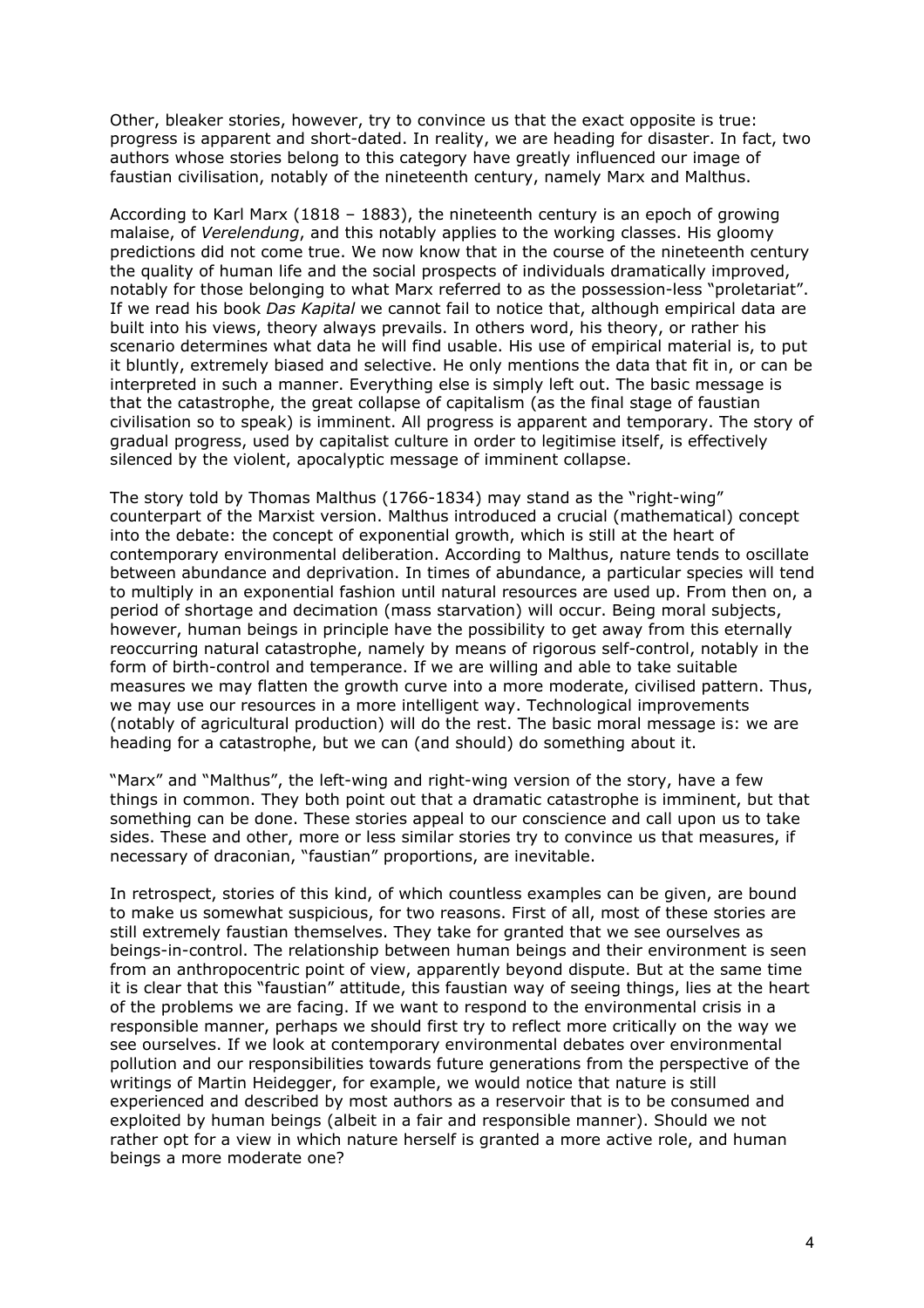Other, bleaker stories, however, try to convince us that the exact opposite is true: progress is apparent and short-dated. In reality, we are heading for disaster. In fact, two authors whose stories belong to this category have greatly influenced our image of faustian civilisation, notably of the nineteenth century, namely Marx and Malthus.

According to Karl Marx (1818 – 1883), the nineteenth century is an epoch of growing malaise, of *Verelendung*, and this notably applies to the working classes. His gloomy predictions did not come true. We now know that in the course of the nineteenth century the quality of human life and the social prospects of individuals dramatically improved, notably for those belonging to what Marx referred to as the possession-less "proletariat". If we read his book *Das Kapital* we cannot fail to notice that, although empirical data are built into his views, theory always prevails. In others word, his theory, or rather his scenario determines what data he will find usable. His use of empirical material is, to put it bluntly, extremely biased and selective. He only mentions the data that fit in, or can be interpreted in such a manner. Everything else is simply left out. The basic message is that the catastrophe, the great collapse of capitalism (as the final stage of faustian civilisation so to speak) is imminent. All progress is apparent and temporary. The story of gradual progress, used by capitalist culture in order to legitimise itself, is effectively silenced by the violent, apocalyptic message of imminent collapse.

The story told by Thomas Malthus (1766-1834) may stand as the "right-wing" counterpart of the Marxist version. Malthus introduced a crucial (mathematical) concept into the debate: the concept of exponential growth, which is still at the heart of contemporary environmental deliberation. According to Malthus, nature tends to oscillate between abundance and deprivation. In times of abundance, a particular species will tend to multiply in an exponential fashion until natural resources are used up. From then on, a period of shortage and decimation (mass starvation) will occur. Being moral subjects, however, human beings in principle have the possibility to get away from this eternally reoccurring natural catastrophe, namely by means of rigorous self-control, notably in the form of birth-control and temperance. If we are willing and able to take suitable measures we may flatten the growth curve into a more moderate, civilised pattern. Thus, we may use our resources in a more intelligent way. Technological improvements (notably of agricultural production) will do the rest. The basic moral message is: we are heading for a catastrophe, but we can (and should) do something about it.

"Marx" and "Malthus", the left-wing and right-wing version of the story, have a few things in common. They both point out that a dramatic catastrophe is imminent, but that something can be done. These stories appeal to our conscience and call upon us to take sides. These and other, more or less similar stories try to convince us that measures, if necessary of draconian, "faustian" proportions, are inevitable.

In retrospect, stories of this kind, of which countless examples can be given, are bound to make us somewhat suspicious, for two reasons. First of all, most of these stories are still extremely faustian themselves. They take for granted that we see ourselves as beings-in-control. The relationship between human beings and their environment is seen from an anthropocentric point of view, apparently beyond dispute. But at the same time it is clear that this "faustian" attitude, this faustian way of seeing things, lies at the heart of the problems we are facing. If we want to respond to the environmental crisis in a responsible manner, perhaps we should first try to reflect more critically on the way we see ourselves. If we look at contemporary environmental debates over environmental pollution and our responsibilities towards future generations from the perspective of the writings of Martin Heidegger, for example, we would notice that nature is still experienced and described by most authors as a reservoir that is to be consumed and exploited by human beings (albeit in a fair and responsible manner). Should we not rather opt for a view in which nature herself is granted a more active role, and human beings a more moderate one?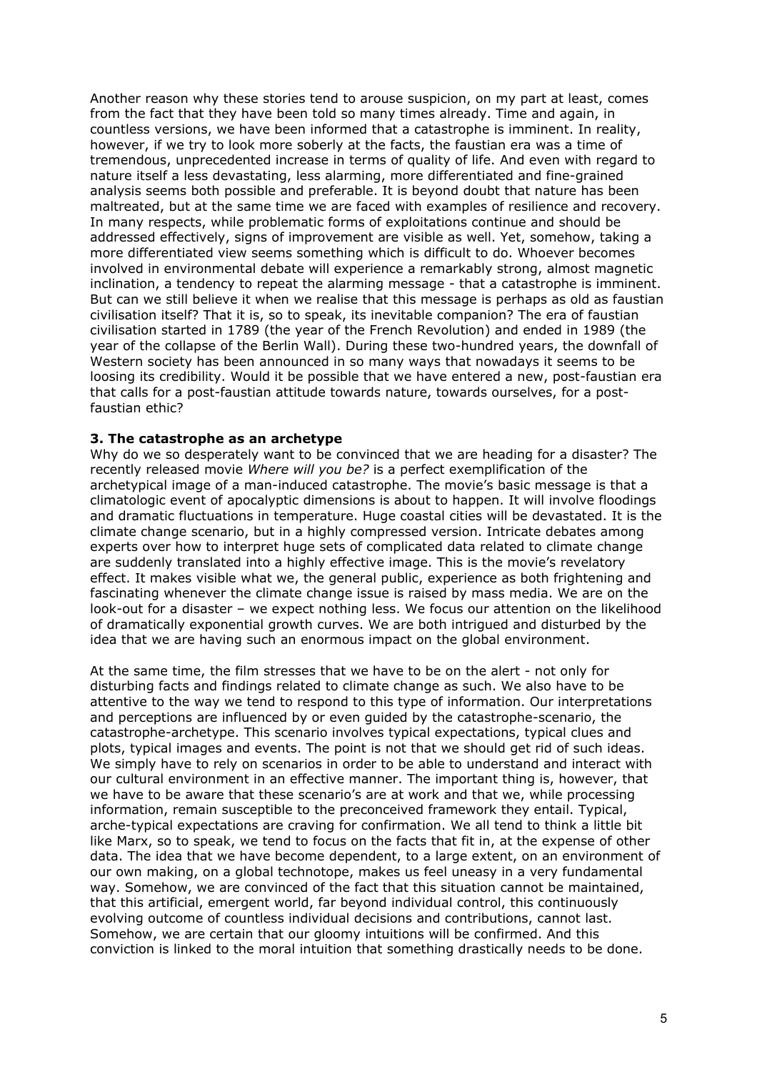Another reason why these stories tend to arouse suspicion, on my part at least, comes from the fact that they have been told so many times already. Time and again, in countless versions, we have been informed that a catastrophe is imminent. In reality, however, if we try to look more soberly at the facts, the faustian era was a time of tremendous, unprecedented increase in terms of quality of life. And even with regard to nature itself a less devastating, less alarming, more differentiated and fine-grained analysis seems both possible and preferable. It is beyond doubt that nature has been maltreated, but at the same time we are faced with examples of resilience and recovery. In many respects, while problematic forms of exploitations continue and should be addressed effectively, signs of improvement are visible as well. Yet, somehow, taking a more differentiated view seems something which is difficult to do. Whoever becomes involved in environmental debate will experience a remarkably strong, almost magnetic inclination, a tendency to repeat the alarming message - that a catastrophe is imminent. But can we still believe it when we realise that this message is perhaps as old as faustian civilisation itself? That it is, so to speak, its inevitable companion? The era of faustian civilisation started in 1789 (the year of the French Revolution) and ended in 1989 (the year of the collapse of the Berlin Wall). During these two-hundred years, the downfall of Western society has been announced in so many ways that nowadays it seems to be loosing its credibility. Would it be possible that we have entered a new, post-faustian era that calls for a post-faustian attitude towards nature, towards ourselves, for a post-faustian ethic?

### 3. The catastrophe as an archetype

Why do we so desperately want to be convinced that we are heading for a disaster? The recently released movie *Where will you be?* is a perfect exemplification of the archetypical image of a man-induced catastrophe. The movie's basic message is that a climatologic event of apocalyptic dimensions is about to happen. It will involve floodings and dramatic fluctuations in temperature. Huge coastal cities will be devastated. It is the climate change scenario, but in a highly compressed version. Intricate debates among experts over how to interpret huge sets of complicated data related to climate change are suddenly translated into a highly effective image. This is the movie's revelatory effect. It makes visible what we, the general public, experience as both frightening and fascinating whenever the climate change issue is raised by mass media. We are on the look-out for a disaster – we expect nothing less. We focus our attention on the likelihood of dramatically exponential growth curves. We are both intrigued and disturbed by the idea that we are having such an enormous impact on the global environment.

At the same time, the film stresses that we have to be on the alert - not only for disturbing facts and findings related to climate change as such. We also have to be attentive to the way we tend to respond to this type of information. Our interpretations and perceptions are influenced by or even guided by the catastrophe-scenario, the catastrophe-archetype. This scenario involves typical expectations, typical clues and plots, typical images and events. The point is not that we should get rid of such ideas. We simply have to rely on scenarios in order to be able to understand and interact with our cultural environment in an effective manner. The important thing is, however, that we have to be aware that these scenario's are at work and that we, while processing information, remain susceptible to the preconceived framework they entail. Typical, arche-typical expectations are craving for confirmation. We all tend to think a little bit like Marx, so to speak, we tend to focus on the facts that fit in, at the expense of other data. The idea that we have become dependent, to a large extent, on an environment of our own making, on a global technotope, makes us feel uneasy in a very fundamental way. Somehow, we are convinced of the fact that this situation cannot be maintained, that this artificial, emergent world, far beyond individual control, this continuously evolving outcome of countless individual decisions and contributions, cannot last. Somehow, we are certain that our gloomy intuitions will be confirmed. And this conviction is linked to the moral intuition that something drastically needs to be done.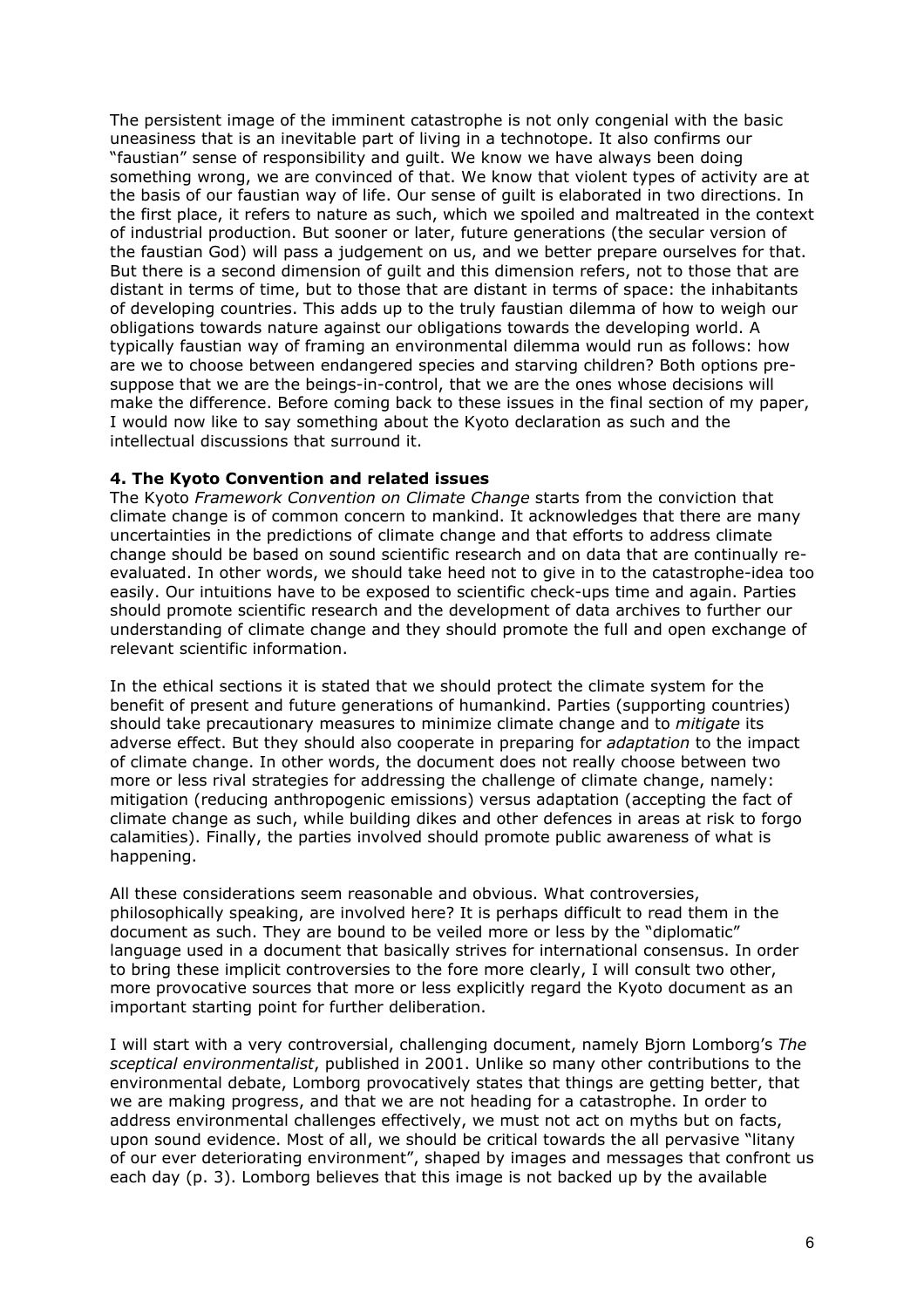The persistent image of the imminent catastrophe is not only congenial with the basic uneasiness that is an inevitable part of living in a technotope. It also confirms our "faustian" sense of responsibility and guilt. We know we have always been doing something wrong, we are convinced of that. We know that violent types of activity are at the basis of our faustian way of life. Our sense of guilt is elaborated in two directions. In the first place, it refers to nature as such, which we spoiled and maltreated in the context of industrial production. But sooner or later, future generations (the secular version of the faustian God) will pass a judgement on us, and we better prepare ourselves for that. But there is a second dimension of guilt and this dimension refers, not to those that are distant in terms of time, but to those that are distant in terms of space: the inhabitants of developing countries. This adds up to the truly faustian dilemma of how to weigh our obligations towards nature against our obligations towards the developing world. A typically faustian way of framing an environmental dilemma would run as follows: how are we to choose between endangered species and starving children? Both options presuppose that we are the beings-in-control, that we are the ones whose decisions will make the difference. Before coming back to these issues in the final section of my paper, I would now like to say something about the Kyoto declaration as such and the intellectual discussions that surround it.

## 4. The Kyoto Convention and related issues

The Kyoto *Framework Convention on Climate Change* starts from the conviction that climate change is of common concern to mankind. It acknowledges that there are many uncertainties in the predictions of climate change and that efforts to address climate change should be based on sound scientific research and on data that are continually re-evaluated. In other words, we should take heed not to give in to the catastrophe-idea too easily. Our intuitions have to be exposed to scientific check-ups time and again. Parties should promote scientific research and the development of data archives to further our understanding of climate change and they should promote the full and open exchange of relevant scientific information.

In the ethical sections it is stated that we should protect the climate system for the benefit of present and future generations of humankind. Parties (supporting countries) should take precautionary measures to minimize climate change and to *mitigate* its adverse effect. But they should also cooperate in preparing for *adaptation* to the impact of climate change. In other words, the document does not really choose between two more or less rival strategies for addressing the challenge of climate change, namely: mitigation (reducing anthropogenic emissions) versus adaptation (accepting the fact of climate change as such, while building dikes and other defences in areas at risk to forgo calamities). Finally, the parties involved should promote public awareness of what is happening.

All these considerations seem reasonable and obvious. What controversies, philosophically speaking, are involved here? It is perhaps difficult to read them in the document as such. They are bound to be veiled more or less by the "diplomatic" language used in a document that basically strives for international consensus. In order to bring these implicit controversies to the fore more clearly, I will consult two other, more provocative sources that more or less explicitly regard the Kyoto document as an important starting point for further deliberation.

I will start with a very controversial, challenging document, namely Bjorn Lomborg's *The sceptical environmentalist*, published in 2001. Unlike so many other contributions to the environmental debate, Lomborg provocatively states that things are getting better, that we are making progress, and that we are not heading for a catastrophe. In order to address environmental challenges effectively, we must not act on myths but on facts, upon sound evidence. Most of all, we should be critical towards the all pervasive "litany of our ever deteriorating environment", shaped by images and messages that confront us each day (p. 3). Lomborg believes that this image is not backed up by the available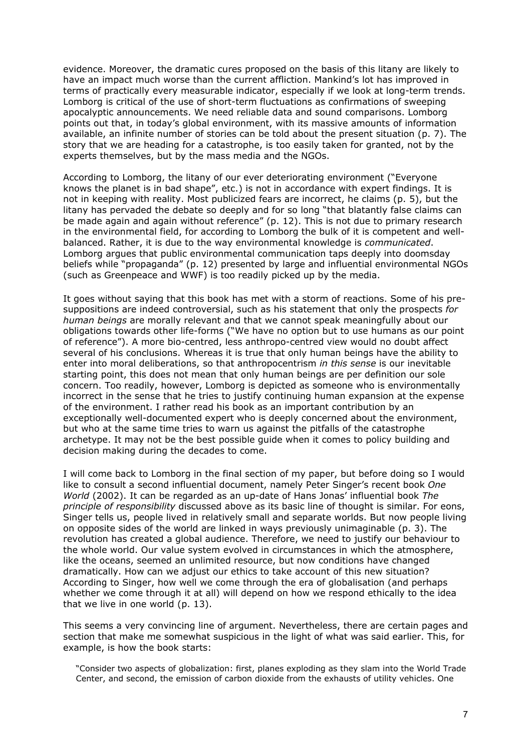evidence. Moreover, the dramatic cures proposed on the basis of this litany are likely to have an impact much worse than the current affliction. Mankind's lot has improved in terms of practically every measurable indicator, especially if we look at long-term trends. Lomborg is critical of the use of short-term fluctuations as confirmations of sweeping apocalyptic announcements. We need reliable data and sound comparisons. Lomborg points out that, in today's global environment, with its massive amounts of information available, an infinite number of stories can be told about the present situation (p. 7). The story that we are heading for a catastrophe, is too easily taken for granted, not by the experts themselves, but by the mass media and the NGOs.

According to Lomborg, the litany of our ever deteriorating environment ("Everyone knows the planet is in bad shape", etc.) is not in accordance with expert findings. It is not in keeping with reality. Most publicized fears are incorrect, he claims (p. 5), but the litany has pervaded the debate so deeply and for so long "that blatantly false claims can be made again and again without reference" (p. 12). This is not due to primary research in the environmental field, for according to Lomborg the bulk of it is competent and well-balanced. Rather, it is due to the way environmental knowledge is *communicated*. Lomborg argues that public environmental communication taps deeply into doomsday beliefs while "propaganda" (p. 12) presented by large and influential environmental NGOs (such as Greenpeace and WWF) is too readily picked up by the media.

It goes without saying that this book has met with a storm of reactions. Some of his pre-suppositions are indeed controversial, such as his statement that only the prospects *for human beings* are morally relevant and that we cannot speak meaningfully about our obligations towards other life-forms ("We have no option but to use humans as our point of reference"). A more bio-centred, less anthropo-centred view would no doubt affect several of his conclusions. Whereas it is true that only human beings have the ability to enter into moral deliberations, so that anthropocentrism *in this sense* is our inevitable starting point, this does not mean that only human beings are per definition our sole concern. Too readily, however, Lomborg is depicted as someone who is environmentally incorrect in the sense that he tries to justify continuing human expansion at the expense of the environment. I rather read his book as an important contribution by an exceptionally well-documented expert who is deeply concerned about the environment, but who at the same time tries to warn us against the pitfalls of the catastrophe archetype. It may not be the best possible guide when it comes to policy building and decision making during the decades to come.

I will come back to Lomborg in the final section of my paper, but before doing so I would like to consult a second influential document, namely Peter Singer's recent book *One World* (2002). It can be regarded as an up-date of Hans Jonas' influential book *The principle of responsibility* discussed above as its basic line of thought is similar. For eons, Singer tells us, people lived in relatively small and separate worlds. But now people living on opposite sides of the world are linked in ways previously unimaginable (p. 3). The revolution has created a global audience. Therefore, we need to justify our behaviour to the whole world. Our value system evolved in circumstances in which the atmosphere, like the oceans, seemed an unlimited resource, but now conditions have changed dramatically. How can we adjust our ethics to take account of this new situation? According to Singer, how well we come through the era of globalisation (and perhaps whether we come through it at all) will depend on how we respond ethically to the idea that we live in one world (p. 13).

This seems a very convincing line of argument. Nevertheless, there are certain pages and section that make me somewhat suspicious in the light of what was said earlier. This, for example, is how the book starts:

> "Consider two aspects of globalization: first, planes exploding as they slam into the World Trade Center, and second, the emission of carbon dioxide from the exhausts of utility vehicles. One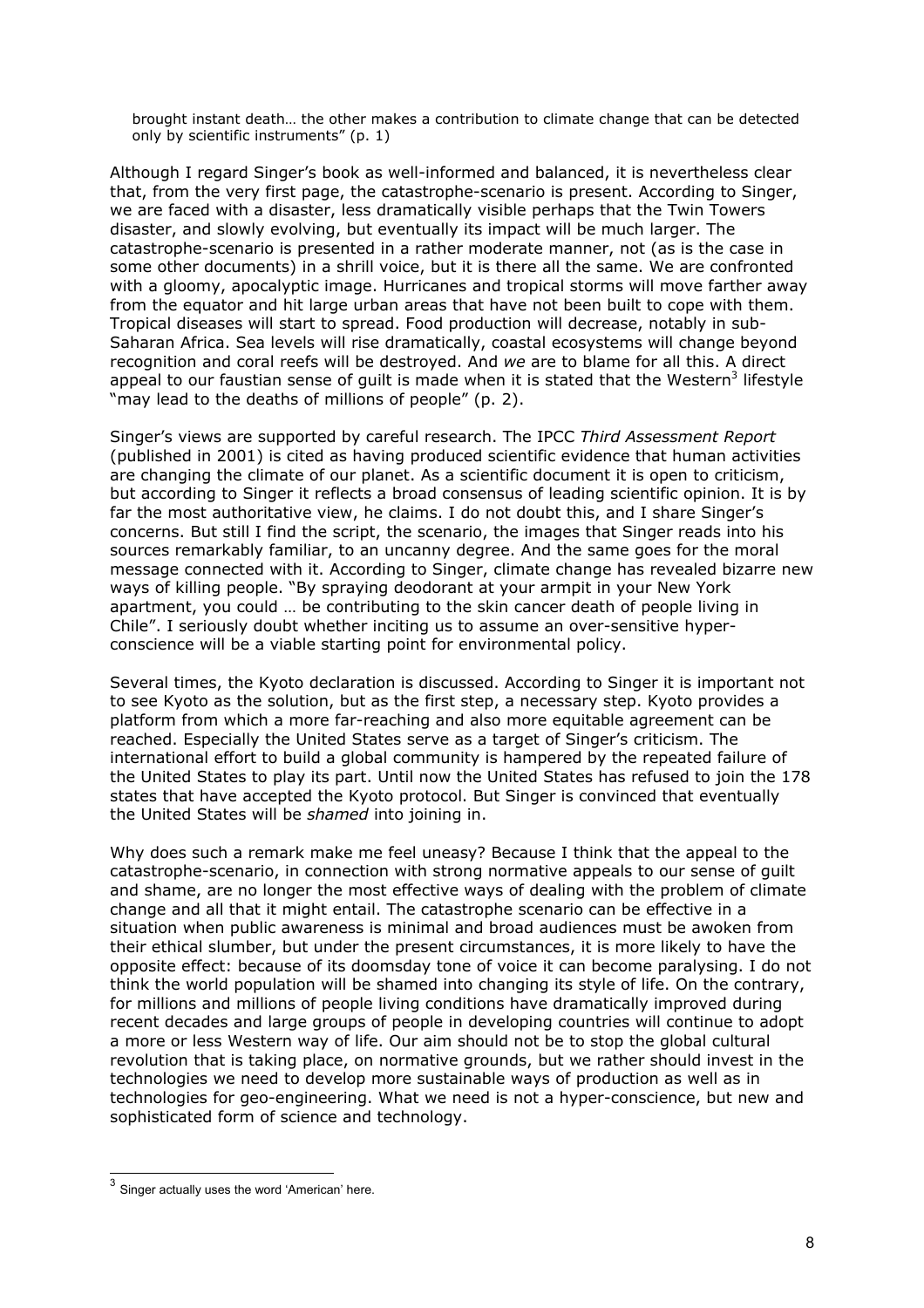> brought instant death… the other makes a contribution to climate change that can be detected only by scientific instruments" (p. 1)

Although I regard Singer's book as well-informed and balanced, it is nevertheless clear that, from the very first page, the catastrophe-scenario is present. According to Singer, we are faced with a disaster, less dramatically visible perhaps that the Twin Towers disaster, and slowly evolving, but eventually its impact will be much larger. The catastrophe-scenario is presented in a rather moderate manner, not (as is the case in some other documents) in a shrill voice, but it is there all the same. We are confronted with a gloomy, apocalyptic image. Hurricanes and tropical storms will move farther away from the equator and hit large urban areas that have not been built to cope with them. Tropical diseases will start to spread. Food production will decrease, notably in sub-Saharan Africa. Sea levels will rise dramatically, coastal ecosystems will change beyond recognition and coral reefs will be destroyed. And *we* are to blame for all this. A direct appeal to our faustian sense of guilt is made when it is stated that the Western[3] lifestyle "may lead to the deaths of millions of people" (p. 2).

Singer's views are supported by careful research. The IPCC *Third Assessment Report* (published in 2001) is cited as having produced scientific evidence that human activities are changing the climate of our planet. As a scientific document it is open to criticism, but according to Singer it reflects a broad consensus of leading scientific opinion. It is by far the most authoritative view, he claims. I do not doubt this, and I share Singer's concerns. But still I find the script, the scenario, the images that Singer reads into his sources remarkably familiar, to an uncanny degree. And the same goes for the moral message connected with it. According to Singer, climate change has revealed bizarre new ways of killing people. "By spraying deodorant at your armpit in your New York apartment, you could … be contributing to the skin cancer death of people living in Chile". I seriously doubt whether inciting us to assume an over-sensitive hyper-conscience will be a viable starting point for environmental policy.

Several times, the Kyoto declaration is discussed. According to Singer it is important not to see Kyoto as the solution, but as the first step, a necessary step. Kyoto provides a platform from which a more far-reaching and also more equitable agreement can be reached. Especially the United States serve as a target of Singer's criticism. The international effort to build a global community is hampered by the repeated failure of the United States to play its part. Until now the United States has refused to join the 178 states that have accepted the Kyoto protocol. But Singer is convinced that eventually the United States will be *shamed* into joining in.

Why does such a remark make me feel uneasy? Because I think that the appeal to the catastrophe-scenario, in connection with strong normative appeals to our sense of guilt and shame, are no longer the most effective ways of dealing with the problem of climate change and all that it might entail. The catastrophe scenario can be effective in a situation when public awareness is minimal and broad audiences must be awoken from their ethical slumber, but under the present circumstances, it is more likely to have the opposite effect: because of its doomsday tone of voice it can become paralysing. I do not think the world population will be shamed into changing its style of life. On the contrary, for millions and millions of people living conditions have dramatically improved during recent decades and large groups of people in developing countries will continue to adopt a more or less Western way of life. Our aim should not be to stop the global cultural revolution that is taking place, on normative grounds, but we rather should invest in the technologies we need to develop more sustainable ways of production as well as in technologies for geo-engineering. What we need is not a hyper-conscience, but new and sophisticated form of science and technology.

---

[3] Singer actually uses the word 'American' here.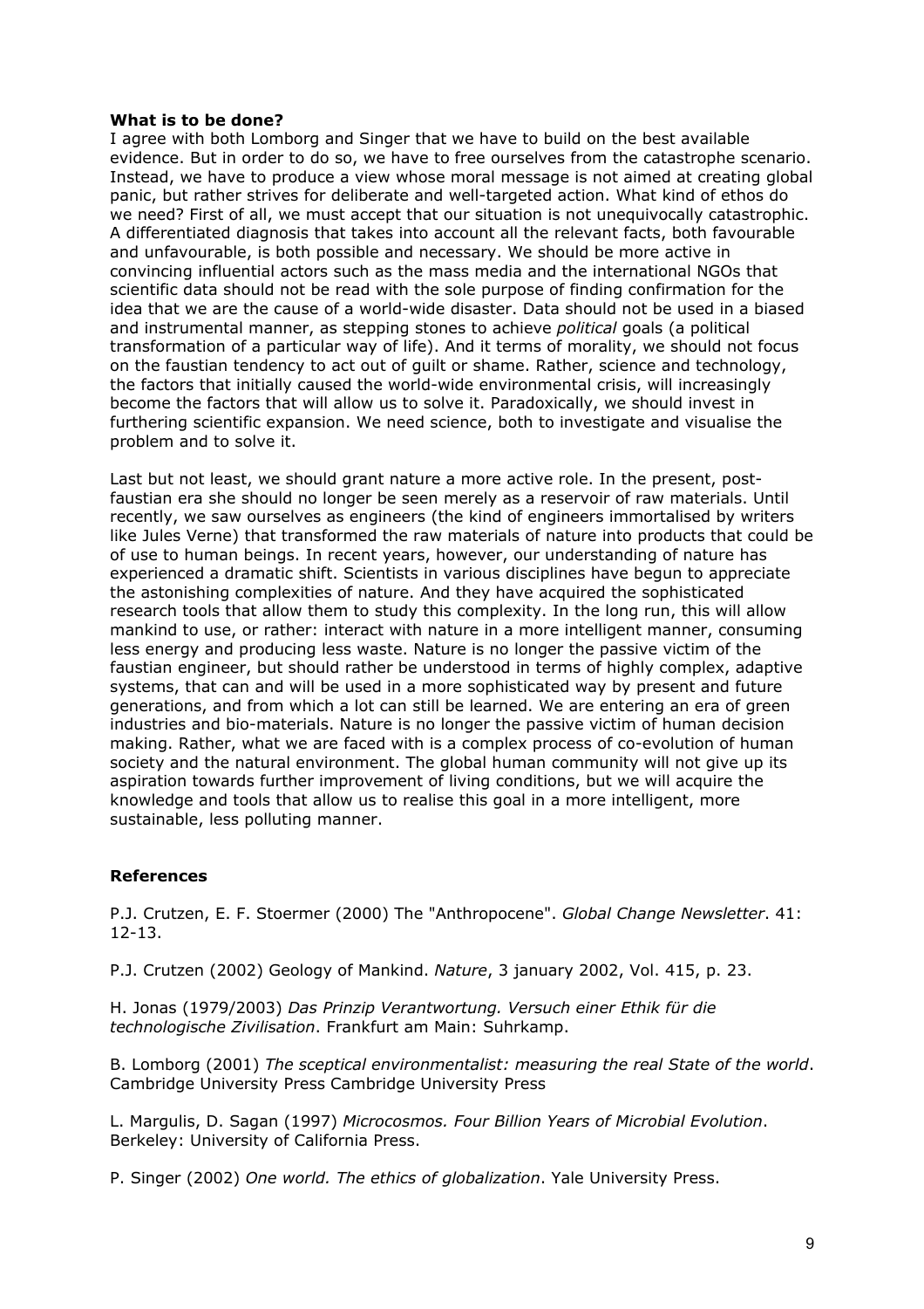**What is to be done?**

I agree with both Lomborg and Singer that we have to build on the best available evidence. But in order to do so, we have to free ourselves from the catastrophe scenario. Instead, we have to produce a view whose moral message is not aimed at creating global panic, but rather strives for deliberate and well-targeted action. What kind of ethos do we need? First of all, we must accept that our situation is not unequivocally catastrophic. A differentiated diagnosis that takes into account all the relevant facts, both favourable and unfavourable, is both possible and necessary. We should be more active in convincing influential actors such as the mass media and the international NGOs that scientific data should not be read with the sole purpose of finding confirmation for the idea that we are the cause of a world-wide disaster. Data should not be used in a biased and instrumental manner, as stepping stones to achieve *political* goals (a political transformation of a particular way of life). And it terms of morality, we should not focus on the faustian tendency to act out of guilt or shame. Rather, science and technology, the factors that initially caused the world-wide environmental crisis, will increasingly become the factors that will allow us to solve it. Paradoxically, we should invest in furthering scientific expansion. We need science, both to investigate and visualise the problem and to solve it.

Last but not least, we should grant nature a more active role. In the present, post-faustian era she should no longer be seen merely as a reservoir of raw materials. Until recently, we saw ourselves as engineers (the kind of engineers immortalised by writers like Jules Verne) that transformed the raw materials of nature into products that could be of use to human beings. In recent years, however, our understanding of nature has experienced a dramatic shift. Scientists in various disciplines have begun to appreciate the astonishing complexities of nature. And they have acquired the sophisticated research tools that allow them to study this complexity. In the long run, this will allow mankind to use, or rather: interact with nature in a more intelligent manner, consuming less energy and producing less waste. Nature is no longer the passive victim of the faustian engineer, but should rather be understood in terms of highly complex, adaptive systems, that can and will be used in a more sophisticated way by present and future generations, and from which a lot can still be learned. We are entering an era of green industries and bio-materials. Nature is no longer the passive victim of human decision making. Rather, what we are faced with is a complex process of co-evolution of human society and the natural environment. The global human community will not give up its aspiration towards further improvement of living conditions, but we will acquire the knowledge and tools that allow us to realise this goal in a more intelligent, more sustainable, less polluting manner.

**References**

P.J. Crutzen, E. F. Stoermer (2000) The "Anthropocene". *Global Change Newsletter*. 41: 12-13.

P.J. Crutzen (2002) Geology of Mankind. *Nature*, 3 january 2002, Vol. 415, p. 23.

H. Jonas (1979/2003) *Das Prinzip Verantwortung. Versuch einer Ethik für die technologische Zivilisation*. Frankfurt am Main: Suhrkamp.

B. Lomborg (2001) *The sceptical environmentalist: measuring the real State of the world*. Cambridge University Press Cambridge University Press

L. Margulis, D. Sagan (1997) *Microcosmos. Four Billion Years of Microbial Evolution*. Berkeley: University of California Press.

P. Singer (2002) *One world. The ethics of globalization*. Yale University Press.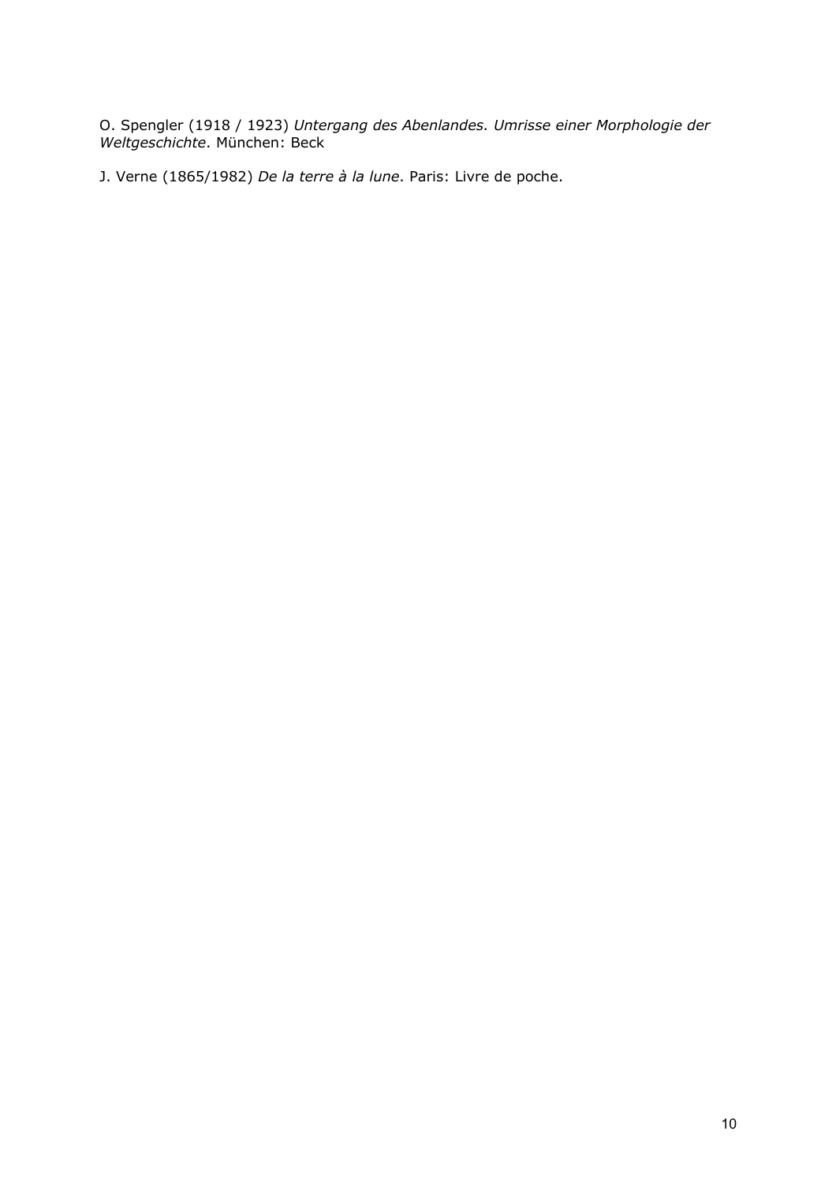O. Spengler (1918 / 1923) *Untergang des Abenlandes. Umrisse einer Morphologie der Weltgeschichte*. München: Beck

J. Verne (1865/1982) *De la terre à la lune*. Paris: Livre de poche.